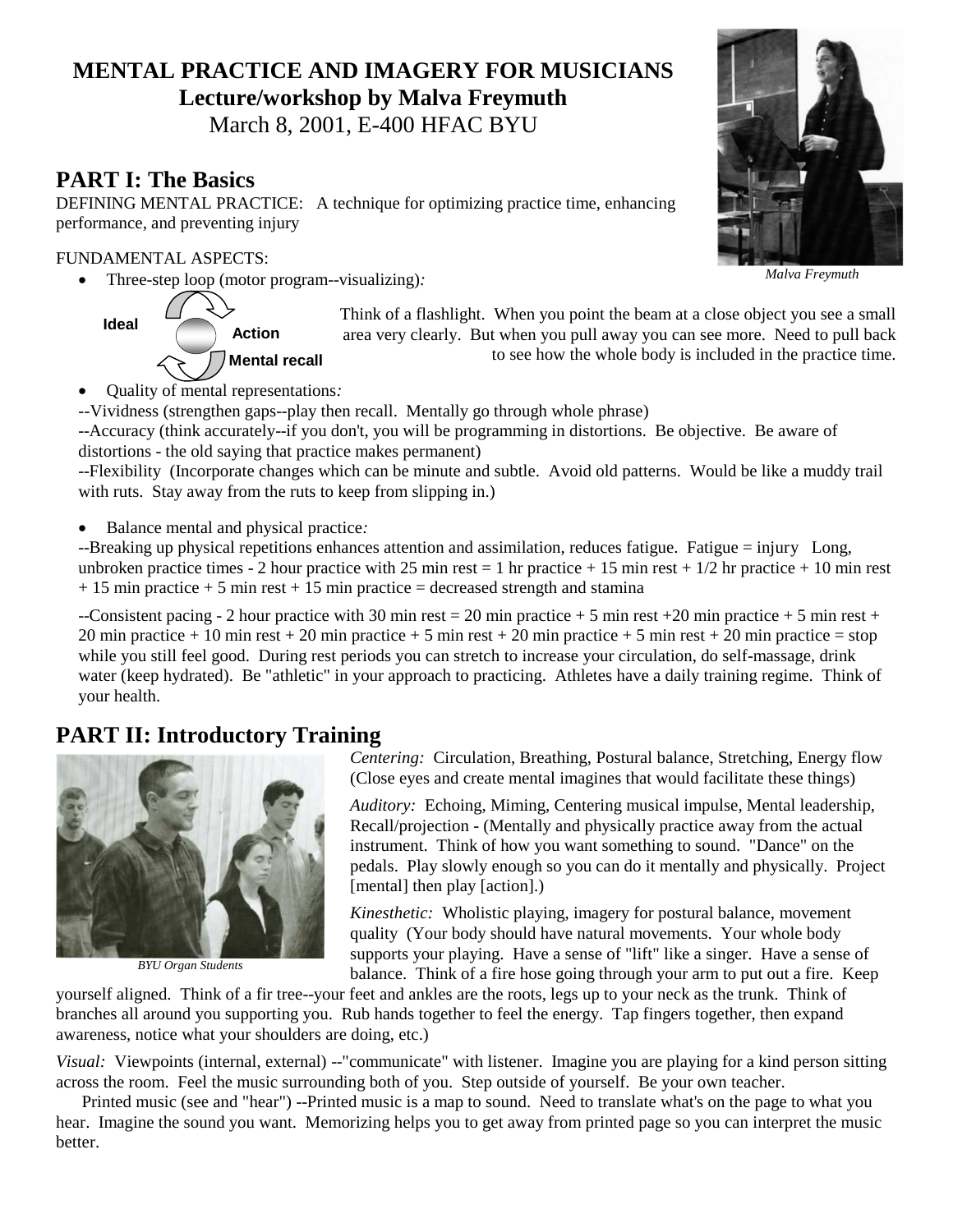# MENTAL PRACTICE AND IMAGERY FOR MUSICIANS

**Lecture/workshop by Malva Freymuth**

March 8, 2001, E-400 HFAC BYU

*Malva Freymuth*

## PART I: The Basics

DEFINING MENTAL PRACTICE: A technique for optimizing practice time, enhancing performance, and preventing injury

FUNDAMENTAL ASPECTS:

- Three-step loop (motor program--visualizing)*:*

Ideal → Action → Mental recall

Think of a flashlight. When you point the beam at a close object you see a small area very clearly. But when you pull away you can see more. Need to pull back to see how the whole body is included in the practice time.

- Quality of mental representations*:*

--Vividness (strengthen gaps--play then recall. Mentally go through whole phrase)

--Accuracy (think accurately--if you don't, you will be programming in distortions. Be objective. Be aware of distortions - the old saying that practice makes permanent)

--Flexibility (Incorporate changes which can be minute and subtle. Avoid old patterns. Would be like a muddy trail with ruts. Stay away from the ruts to keep from slipping in.)

- Balance mental and physical practice*:*

--Breaking up physical repetitions enhances attention and assimilation, reduces fatigue. Fatigue = injury Long, unbroken practice times - 2 hour practice with 25 min rest = 1 hr practice + 15 min rest + 1/2 hr practice + 10 min rest + 15 min practice + 5 min rest + 15 min practice = decreased strength and stamina

--Consistent pacing - 2 hour practice with 30 min rest = 20 min practice + 5 min rest +20 min practice + 5 min rest + 20 min practice + 10 min rest + 20 min practice + 5 min rest + 20 min practice + 5 min rest + 20 min practice = stop while you still feel good. During rest periods you can stretch to increase your circulation, do self-massage, drink water (keep hydrated). Be "athletic" in your approach to practicing. Athletes have a daily training regime. Think of your health.

## PART II: Introductory Training

*BYU Organ Students*

*Centering:* Circulation, Breathing, Postural balance, Stretching, Energy flow (Close eyes and create mental imagines that would facilitate these things)

*Auditory:* Echoing, Miming, Centering musical impulse, Mental leadership, Recall/projection - (Mentally and physically practice away from the actual instrument. Think of how you want something to sound. "Dance" on the pedals. Play slowly enough so you can do it mentally and physically. Project [mental] then play [action].)

*Kinesthetic:* Wholistic playing, imagery for postural balance, movement quality (Your body should have natural movements. Your whole body supports your playing. Have a sense of "lift" like a singer. Have a sense of balance. Think of a fire hose going through your arm to put out a fire. Keep yourself aligned. Think of a fir tree--your feet and ankles are the roots, legs up to your neck as the trunk. Think of branches all around you supporting you. Rub hands together to feel the energy. Tap fingers together, then expand awareness, notice what your shoulders are doing, etc.)

*Visual:* Viewpoints (internal, external) --"communicate" with listener. Imagine you are playing for a kind person sitting across the room. Feel the music surrounding both of you. Step outside of yourself. Be your own teacher.

Printed music (see and "hear") --Printed music is a map to sound. Need to translate what's on the page to what you hear. Imagine the sound you want. Memorizing helps you to get away from printed page so you can interpret the music better.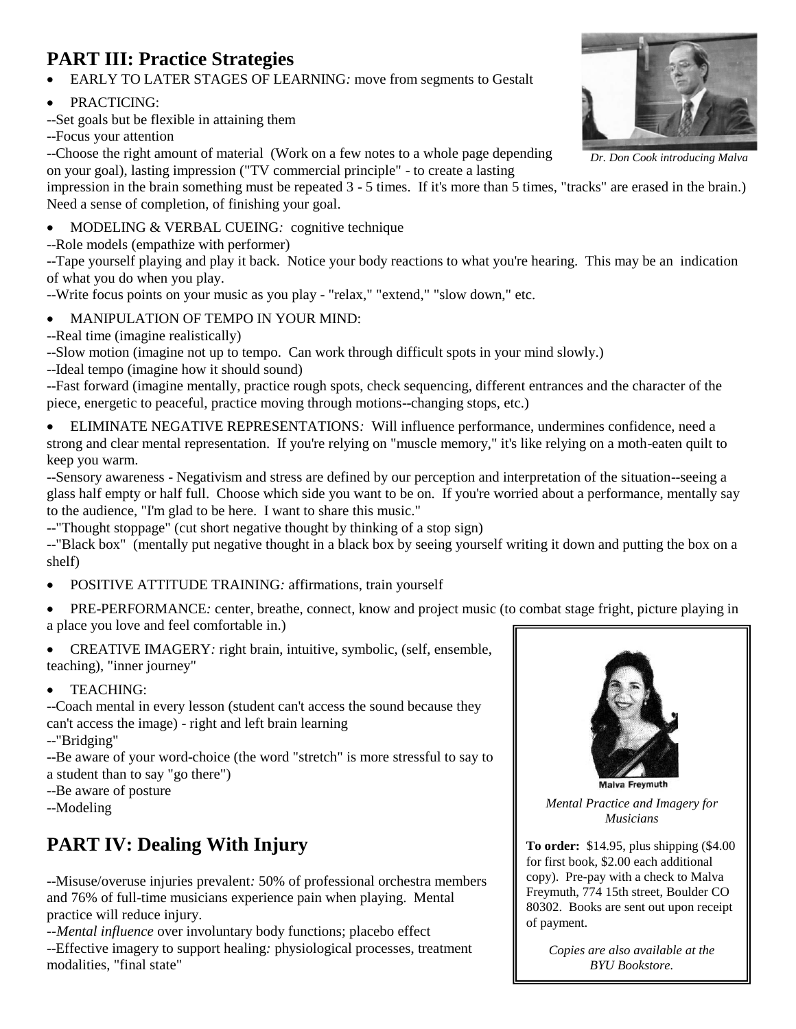## PART III: Practice Strategies

- EARLY TO LATER STAGES OF LEARNING*:* move from segments to Gestalt
- PRACTICING:

--Set goals but be flexible in attaining them
--Focus your attention
--Choose the right amount of material (Work on a few notes to a whole page depending on your goal), lasting impression ("TV commercial principle" - to create a lasting impression in the brain something must be repeated 3 - 5 times. If it's more than 5 times, "tracks" are erased in the brain.) Need a sense of completion, of finishing your goal.

*Dr. Don Cook introducing Malva*

- MODELING & VERBAL CUEING*:* cognitive technique

--Role models (empathize with performer)
--Tape yourself playing and play it back. Notice your body reactions to what you're hearing. This may be an indication of what you do when you play.
--Write focus points on your music as you play - "relax," "extend," "slow down," etc.

- MANIPULATION OF TEMPO IN YOUR MIND:

--Real time (imagine realistically)
--Slow motion (imagine not up to tempo. Can work through difficult spots in your mind slowly.)
--Ideal tempo (imagine how it should sound)
--Fast forward (imagine mentally, practice rough spots, check sequencing, different entrances and the character of the piece, energetic to peaceful, practice moving through motions--changing stops, etc.)

- ELIMINATE NEGATIVE REPRESENTATIONS*:* Will influence performance, undermines confidence, need a strong and clear mental representation. If you're relying on "muscle memory," it's like relying on a moth-eaten quilt to keep you warm.

--Sensory awareness - Negativism and stress are defined by our perception and interpretation of the situation--seeing a glass half empty or half full. Choose which side you want to be on. If you're worried about a performance, mentally say to the audience, "I'm glad to be here. I want to share this music."
--"Thought stoppage" (cut short negative thought by thinking of a stop sign)
--"Black box" (mentally put negative thought in a black box by seeing yourself writing it down and putting the box on a shelf)

- POSITIVE ATTITUDE TRAINING*:* affirmations, train yourself
- PRE-PERFORMANCE*:* center, breathe, connect, know and project music (to combat stage fright, picture playing in a place you love and feel comfortable in.)
- CREATIVE IMAGERY*:* right brain, intuitive, symbolic, (self, ensemble, teaching), "inner journey"
- TEACHING:

--Coach mental in every lesson (student can't access the sound because they can't access the image) - right and left brain learning
--"Bridging"
--Be aware of your word-choice (the word "stretch" is more stressful to say to a student than to say "go there")
--Be aware of posture
--Modeling

## PART IV: Dealing With Injury

--Misuse/overuse injuries prevalent*:* 50% of professional orchestra members and 76% of full-time musicians experience pain when playing. Mental practice will reduce injury.
--*Mental influence* over involuntary body functions; placebo effect
--Effective imagery to support healing*:* physiological processes, treatment modalities, "final state"

Malva Freymuth

*Mental Practice and Imagery for Musicians*

**To order:** $14.95, plus shipping ($4.00 for first book, $2.00 each additional copy). Pre-pay with a check to Malva Freymuth, 774 15th street, Boulder CO 80302. Books are sent out upon receipt of payment.

*Copies are also available at the BYU Bookstore.*